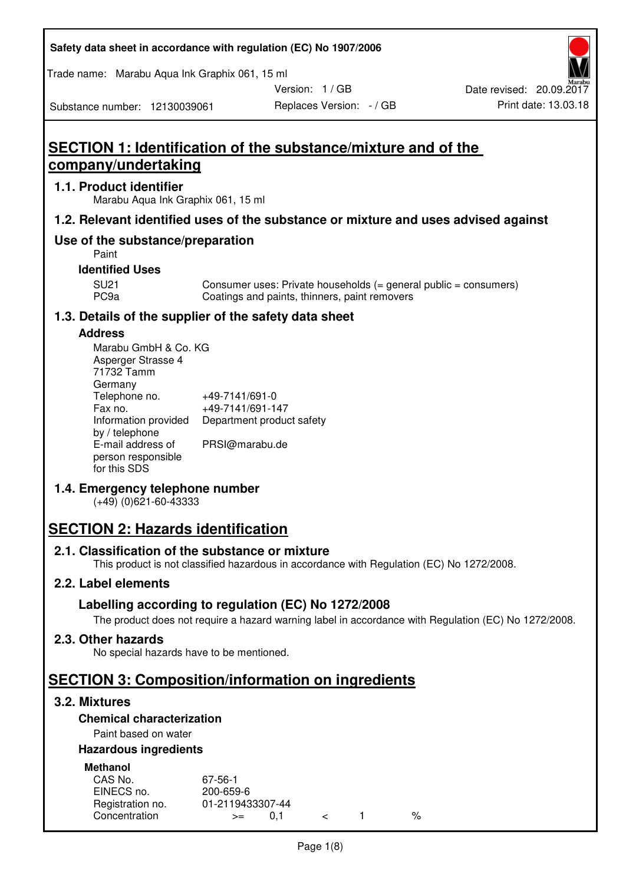# SECTION 1: Identification of the substance/mixture and of the company/undertaking

## 1.1. Product identifier

Marabu Aqua Ink Graphix 061, 15 ml

## 1.2. Relevant identified uses of the substance or mixture and uses advised against

## Use of the substance/preparation

Paint

### Identified Uses

| | |
|---|---|
| SU21 | Consumer uses: Private households (= general public = consumers) |
| PC9a | Coatings and paints, thinners, paint removers |

## 1.3. Details of the supplier of the safety data sheet

### Address

Marabu GmbH & Co. KG
Asperger Strasse 4
71732 Tamm
Germany

| | |
|---|---|
| Telephone no. | +49-7141/691-0 |
| Fax no. | +49-7141/691-147 |
| Information provided by / telephone | Department product safety |
| E-mail address of person responsible for this SDS | PRSI@marabu.de |

## 1.4. Emergency telephone number

(+49) (0)621-60-43333

# SECTION 2: Hazards identification

## 2.1. Classification of the substance or mixture

This product is not classified hazardous in accordance with Regulation (EC) No 1272/2008.

## 2.2. Label elements

### Labelling according to regulation (EC) No 1272/2008

The product does not require a hazard warning label in accordance with Regulation (EC) No 1272/2008.

## 2.3. Other hazards

No special hazards have to be mentioned.

# SECTION 3: Composition/information on ingredients

## 3.2. Mixtures

### Chemical characterization

Paint based on water

### Hazardous ingredients

**Methanol**

| | |
|---|---|
| CAS No. | 67-56-1 |
| EINECS no. | 200-659-6 |
| Registration no. | 01-2119433307-44 |
| Concentration | >= 0,1 < 1 % |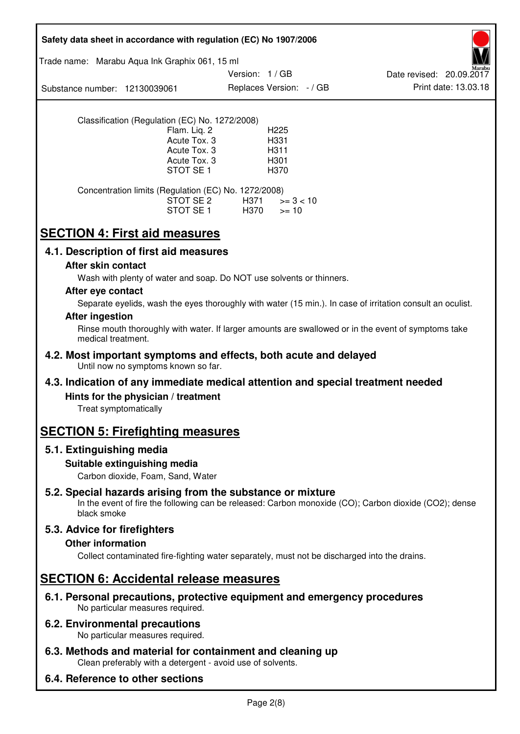Classification (Regulation (EC) No. 1272/2008)

| | |
|---|---|
| Flam. Liq. 2 | H225 |
| Acute Tox. 3 | H331 |
| Acute Tox. 3 | H311 |
| Acute Tox. 3 | H301 |
| STOT SE 1 | H370 |

Concentration limits (Regulation (EC) No. 1272/2008)

| | | |
|---|---|---|
| STOT SE 2 | H371 | >= 3 < 10 |
| STOT SE 1 | H370 | >= 10 |

# SECTION 4: First aid measures

## 4.1. Description of first aid measures

### After skin contact

Wash with plenty of water and soap. Do NOT use solvents or thinners.

### After eye contact

Separate eyelids, wash the eyes thoroughly with water (15 min.). In case of irritation consult an oculist.

### After ingestion

Rinse mouth thoroughly with water. If larger amounts are swallowed or in the event of symptoms take medical treatment.

## 4.2. Most important symptoms and effects, both acute and delayed

Until now no symptoms known so far.

## 4.3. Indication of any immediate medical attention and special treatment needed

### Hints for the physician / treatment

Treat symptomatically

# SECTION 5: Firefighting measures

## 5.1. Extinguishing media

### Suitable extinguishing media

Carbon dioxide, Foam, Sand, Water

## 5.2. Special hazards arising from the substance or mixture

In the event of fire the following can be released: Carbon monoxide (CO); Carbon dioxide ($CO_2$); dense black smoke

## 5.3. Advice for firefighters

### Other information

Collect contaminated fire-fighting water separately, must not be discharged into the drains.

# SECTION 6: Accidental release measures

## 6.1. Personal precautions, protective equipment and emergency procedures

No particular measures required.

## 6.2. Environmental precautions

No particular measures required.

## 6.3. Methods and material for containment and cleaning up

Clean preferably with a detergent - avoid use of solvents.

## 6.4. Reference to other sections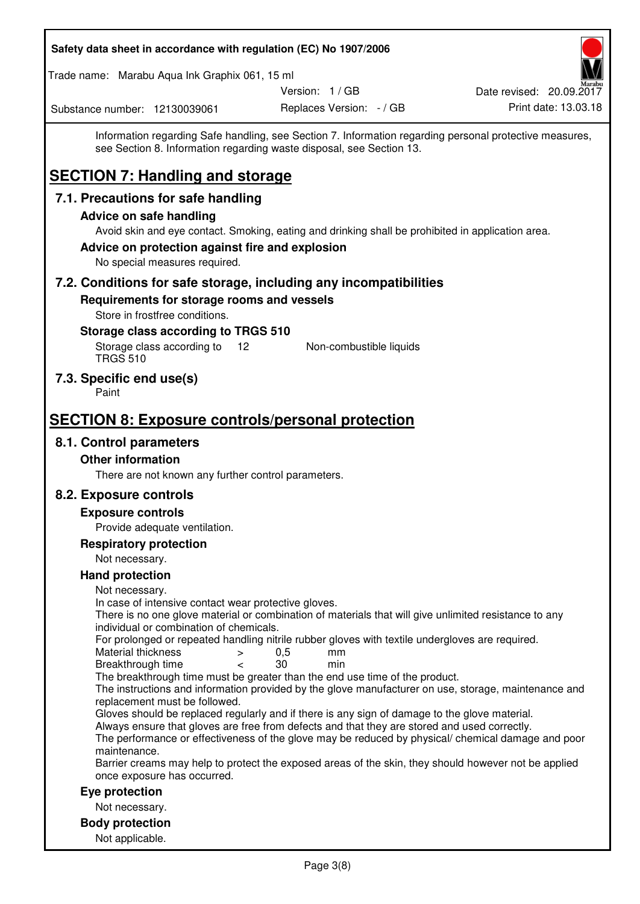Information regarding Safe handling, see Section 7. Information regarding personal protective measures, see Section 8. Information regarding waste disposal, see Section 13.

# SECTION 7: Handling and storage

## 7.1. Precautions for safe handling

### Advice on safe handling

Avoid skin and eye contact. Smoking, eating and drinking shall be prohibited in application area.

### Advice on protection against fire and explosion

No special measures required.

## 7.2. Conditions for safe storage, including any incompatibilities

### Requirements for storage rooms and vessels

Store in frostfree conditions.

### Storage class according to TRGS 510

| Storage class according to TRGS 510 | 12 | Non-combustible liquids |
|---|---|---|

## 7.3. Specific end use(s)

Paint

# SECTION 8: Exposure controls/personal protection

## 8.1. Control parameters

### Other information

There are not known any further control parameters.

## 8.2. Exposure controls

### Exposure controls

Provide adequate ventilation.

### Respiratory protection

Not necessary.

### Hand protection

Not necessary.
In case of intensive contact wear protective gloves.
There is no one glove material or combination of materials that will give unlimited resistance to any individual or combination of chemicals.
For prolonged or repeated handling nitrile rubber gloves with textile undergloves are required.

| Material thickness | > | 0,5 | mm |
|---|---|---|---|
| Breakthrough time | < | 30 | min |

The breakthrough time must be greater than the end use time of the product.
The instructions and information provided by the glove manufacturer on use, storage, maintenance and replacement must be followed.
Gloves should be replaced regularly and if there is any sign of damage to the glove material.
Always ensure that gloves are free from defects and that they are stored and used correctly.
The performance or effectiveness of the glove may be reduced by physical/ chemical damage and poor maintenance.
Barrier creams may help to protect the exposed areas of the skin, they should however not be applied once exposure has occurred.

### Eye protection

Not necessary.

### Body protection

Not applicable.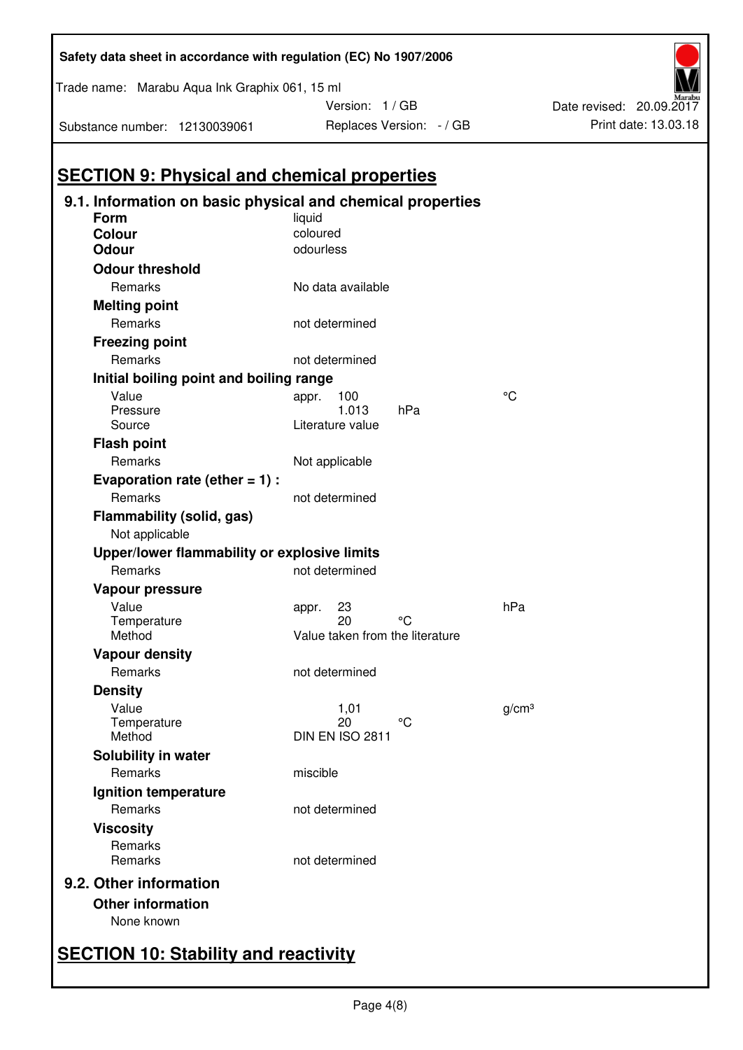## SECTION 9: Physical and chemical properties

### 9.1. Information on basic physical and chemical properties

| | | | |
|---|---|---|---|
| **Form** | liquid | | |
| **Colour** | coloured | | |
| **Odour** | odourless | | |
| **Odour threshold** | | | |
| Remarks | No data available | | |
| **Melting point** | | | |
| Remarks | not determined | | |
| **Freezing point** | | | |
| Remarks | not determined | | |
| **Initial boiling point and boiling range** | | | |
| Value | appr. 100 | | °C |
| Pressure | 1.013 | hPa | |
| Source | Literature value | | |
| **Flash point** | | | |
| Remarks | Not applicable | | |
| **Evaporation rate (ether = 1) :** | | | |
| Remarks | not determined | | |
| **Flammability (solid, gas)** | | | |
| Not applicable | | | |
| **Upper/lower flammability or explosive limits** | | | |
| Remarks | not determined | | |
| **Vapour pressure** | | | |
| Value | appr. 23 | | hPa |
| Temperature | 20 | °C | |
| Method | Value taken from the literature | | |
| **Vapour density** | | | |
| Remarks | not determined | | |
| **Density** | | | |
| Value | 1,01 | | g/cm³ |
| Temperature | 20 | °C | |
| Method | DIN EN ISO 2811 | | |
| **Solubility in water** | | | |
| Remarks | miscible | | |
| **Ignition temperature** | | | |
| Remarks | not determined | | |
| **Viscosity** | | | |
| Remarks | | | |
| Remarks | not determined | | |

### 9.2. Other information

**Other information**

None known

## SECTION 10: Stability and reactivity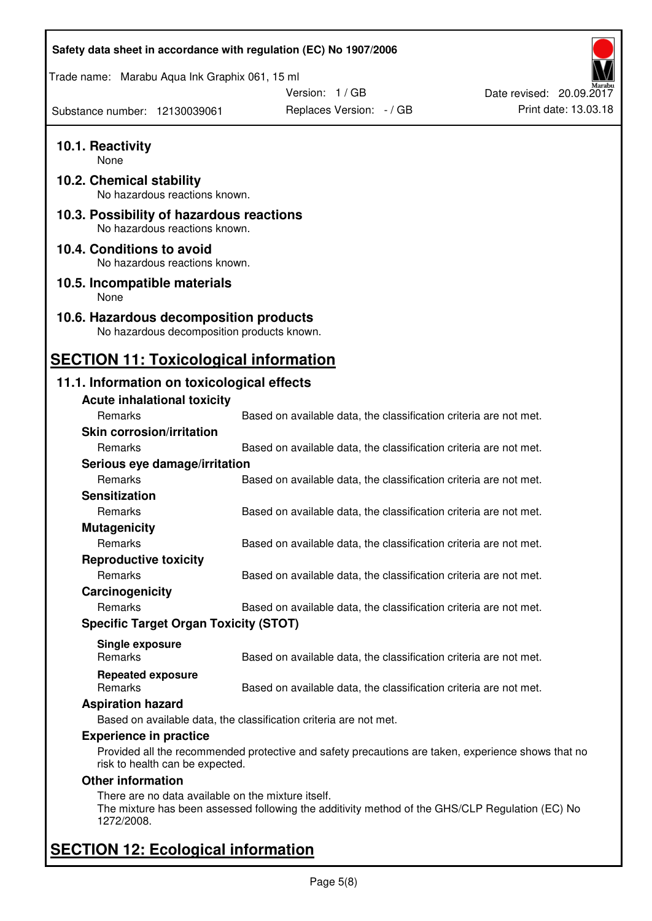### 10.1. Reactivity

None

### 10.2. Chemical stability

No hazardous reactions known.

### 10.3. Possibility of hazardous reactions

No hazardous reactions known.

### 10.4. Conditions to avoid

No hazardous reactions known.

### 10.5. Incompatible materials

None

### 10.6. Hazardous decomposition products

No hazardous decomposition products known.

## SECTION 11: Toxicological information

### 11.1. Information on toxicological effects

**Acute inhalational toxicity**

| | |
|---|---|
| Remarks | Based on available data, the classification criteria are not met. |

**Skin corrosion/irritation**

| | |
|---|---|
| Remarks | Based on available data, the classification criteria are not met. |

**Serious eye damage/irritation**

| | |
|---|---|
| Remarks | Based on available data, the classification criteria are not met. |

**Sensitization**

| | |
|---|---|
| Remarks | Based on available data, the classification criteria are not met. |

**Mutagenicity**

| | |
|---|---|
| Remarks | Based on available data, the classification criteria are not met. |

**Reproductive toxicity**

| | |
|---|---|
| Remarks | Based on available data, the classification criteria are not met. |

**Carcinogenicity**

| | |
|---|---|
| Remarks | Based on available data, the classification criteria are not met. |

**Specific Target Organ Toxicity (STOT)**

**Single exposure**

| | |
|---|---|
| Remarks | Based on available data, the classification criteria are not met. |

**Repeated exposure**

| | |
|---|---|
| Remarks | Based on available data, the classification criteria are not met. |

**Aspiration hazard**

Based on available data, the classification criteria are not met.

**Experience in practice**

Provided all the recommended protective and safety precautions are taken, experience shows that no risk to health can be expected.

**Other information**

There are no data available on the mixture itself.
The mixture has been assessed following the additivity method of the GHS/CLP Regulation (EC) No 1272/2008.

## SECTION 12: Ecological information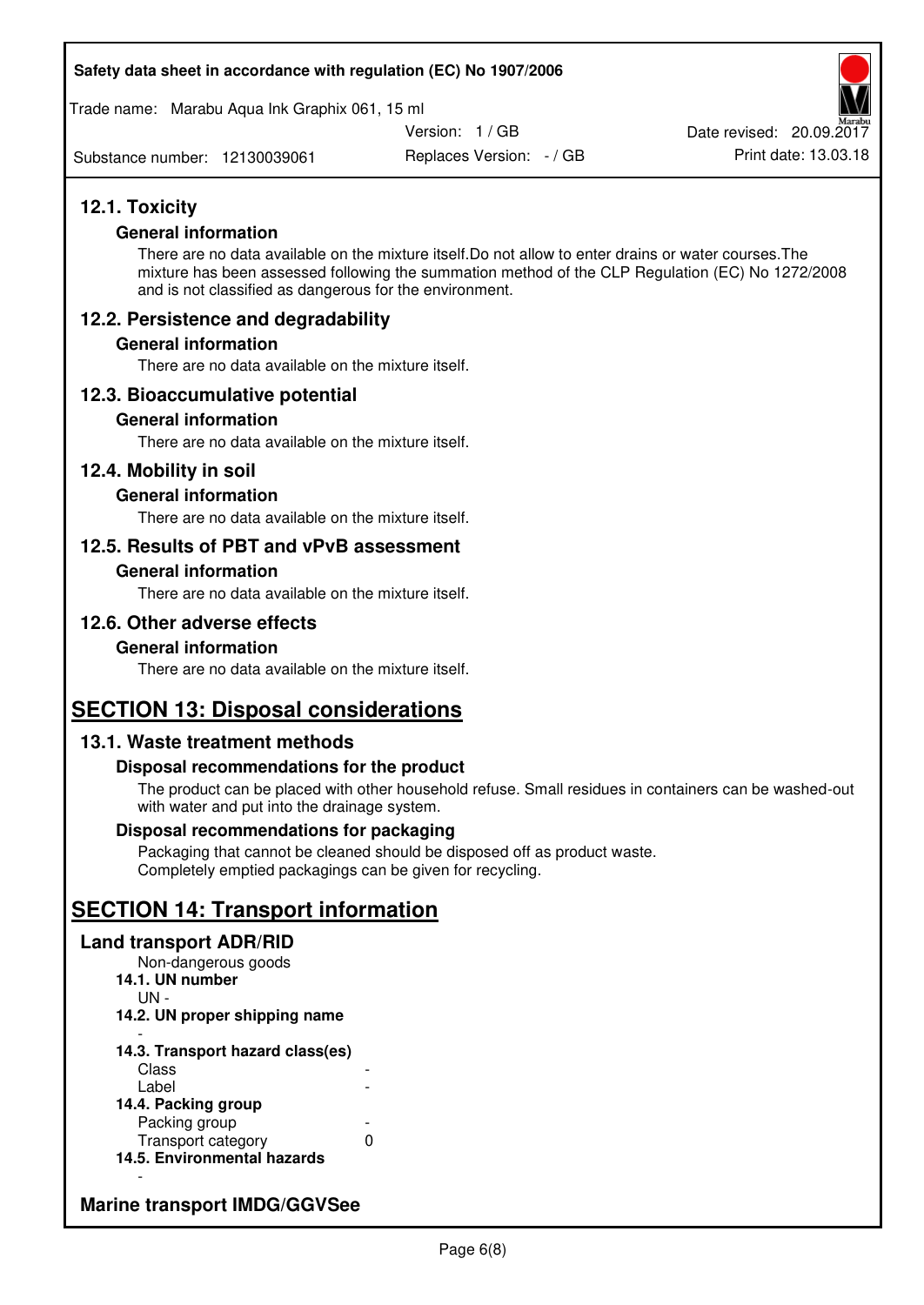## 12.1. Toxicity

### General information

There are no data available on the mixture itself.Do not allow to enter drains or water courses.The mixture has been assessed following the summation method of the CLP Regulation (EC) No 1272/2008 and is not classified as dangerous for the environment.

## 12.2. Persistence and degradability

### General information

There are no data available on the mixture itself.

## 12.3. Bioaccumulative potential

### General information

There are no data available on the mixture itself.

## 12.4. Mobility in soil

### General information

There are no data available on the mixture itself.

## 12.5. Results of PBT and vPvB assessment

### General information

There are no data available on the mixture itself.

## 12.6. Other adverse effects

### General information

There are no data available on the mixture itself.

# SECTION 13: Disposal considerations

## 13.1. Waste treatment methods

### Disposal recommendations for the product

The product can be placed with other household refuse. Small residues in containers can be washed-out with water and put into the drainage system.

### Disposal recommendations for packaging

Packaging that cannot be cleaned should be disposed off as product waste.
Completely emptied packagings can be given for recycling.

# SECTION 14: Transport information

## Land transport ADR/RID

Non-dangerous goods

**14.1. UN number**

UN -

**14.2. UN proper shipping name**

-

**14.3. Transport hazard class(es)**

| | |
|---|---|
| Class | - |
| Label | - |

**14.4. Packing group**

| | |
|---|---|
| Packing group | - |
| Transport category | 0 |

**14.5. Environmental hazards**

-

## Marine transport IMDG/GGVSee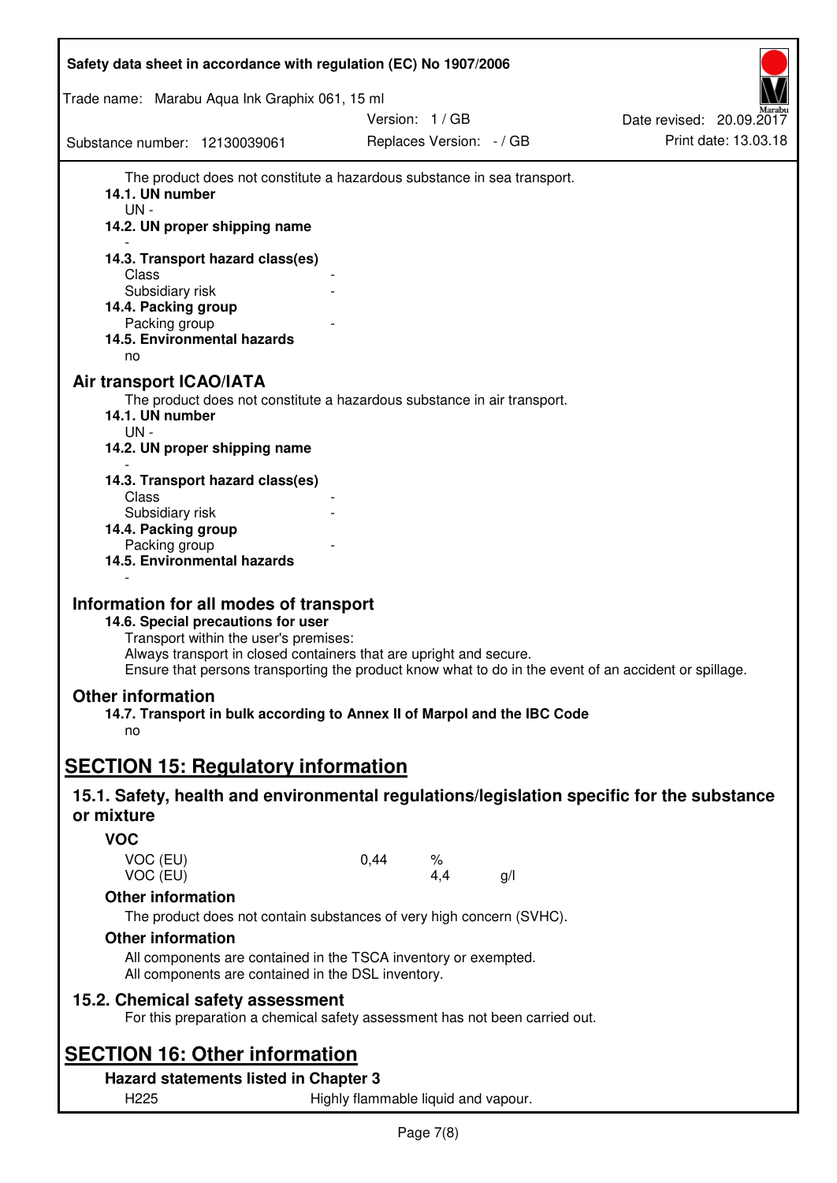The product does not constitute a hazardous substance in sea transport.

**14.1. UN number**

UN -

**14.2. UN proper shipping name**

-

**14.3. Transport hazard class(es)**

Class -

Subsidiary risk -

**14.4. Packing group**

Packing group -

**14.5. Environmental hazards**

no

## Air transport ICAO/IATA

The product does not constitute a hazardous substance in air transport.

**14.1. UN number**

UN -

**14.2. UN proper shipping name**

-

**14.3. Transport hazard class(es)**

Class -

Subsidiary risk -

**14.4. Packing group**

Packing group -

**14.5. Environmental hazards**

-

## Information for all modes of transport

**14.6. Special precautions for user**

Transport within the user's premises:

Always transport in closed containers that are upright and secure.

Ensure that persons transporting the product know what to do in the event of an accident or spillage.

## Other information

**14.7. Transport in bulk according to Annex II of Marpol and the IBC Code**

no

# SECTION 15: Regulatory information

## 15.1. Safety, health and environmental regulations/legislation specific for the substance or mixture

### VOC

| | | | |
|---|---|---|---|
| VOC (EU) | 0,44 | % | |
| VOC (EU) | | 4,4 | g/l |

### Other information

The product does not contain substances of very high concern (SVHC).

### Other information

All components are contained in the TSCA inventory or exempted.

All components are contained in the DSL inventory.

## 15.2. Chemical safety assessment

For this preparation a chemical safety assessment has not been carried out.

# SECTION 16: Other information

### Hazard statements listed in Chapter 3

H225 Highly flammable liquid and vapour.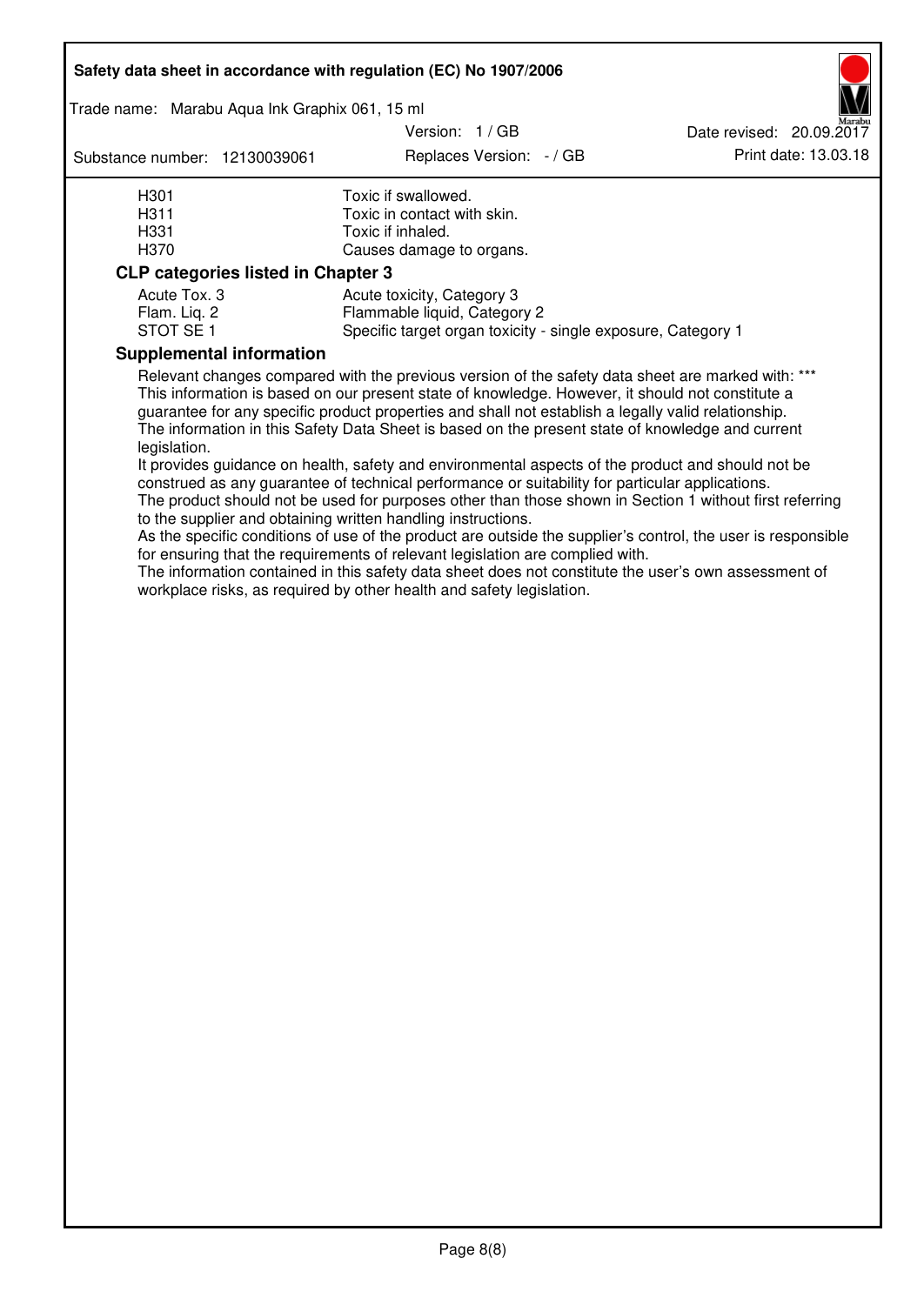| | |
|---|---|
| H301 | Toxic if swallowed. |
| H311 | Toxic in contact with skin. |
| H331 | Toxic if inhaled. |
| H370 | Causes damage to organs. |

### CLP categories listed in Chapter 3

| | |
|---|---|
| Acute Tox. 3 | Acute toxicity, Category 3 |
| Flam. Liq. 2 | Flammable liquid, Category 2 |
| STOT SE 1 | Specific target organ toxicity - single exposure, Category 1 |

### Supplemental information

Relevant changes compared with the previous version of the safety data sheet are marked with: ***
This information is based on our present state of knowledge. However, it should not constitute a guarantee for any specific product properties and shall not establish a legally valid relationship.
The information in this Safety Data Sheet is based on the present state of knowledge and current legislation.
It provides guidance on health, safety and environmental aspects of the product and should not be construed as any guarantee of technical performance or suitability for particular applications.
The product should not be used for purposes other than those shown in Section 1 without first referring to the supplier and obtaining written handling instructions.
As the specific conditions of use of the product are outside the supplier's control, the user is responsible for ensuring that the requirements of relevant legislation are complied with.
The information contained in this safety data sheet does not constitute the user's own assessment of workplace risks, as required by other health and safety legislation.